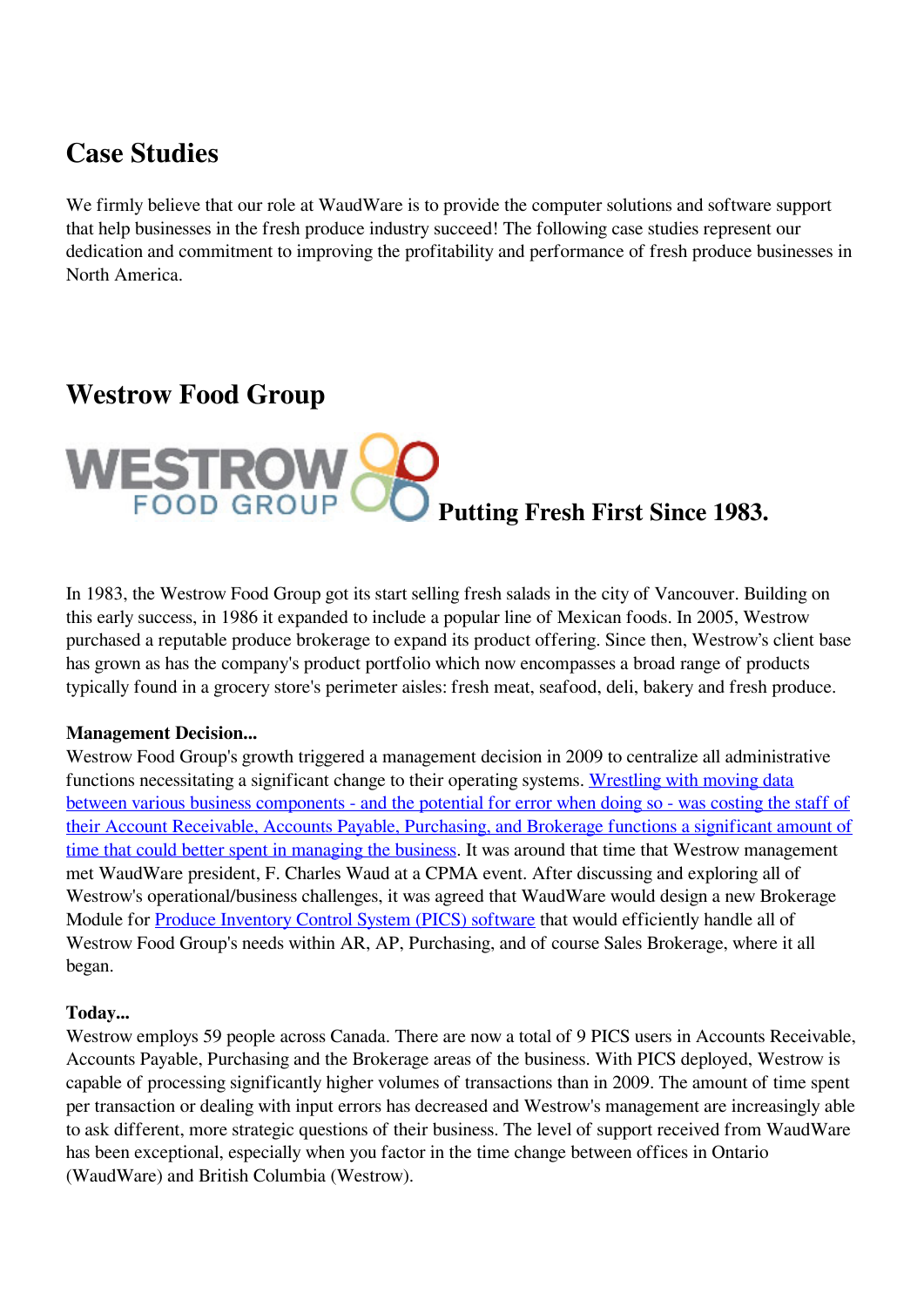# Case Studies

We firmly believe that our role at WaudWare is to provide the computer solutions and software support that help businesses in the fresh produce industry succeed! The following case studies represent our dedication and commitment to improving the profitability and performance of fresh produce businesses in North America.

## Westrow Food Group

WESTROW FOOD GROUP **Putting Fresh First Since 1983.**

In 1983, the Westrow Food Group got its start selling fresh salads in the city of Vancouver. Building on this early success, in 1986 it expanded to include a popular line of Mexican foods. In 2005, Westrow purchased a reputable produce brokerage to expand its product offering. Since then, Westrow's client base has grown as has the company's product portfolio which now encompasses a broad range of products typically found in a grocery store's perimeter aisles: fresh meat, seafood, deli, bakery and fresh produce.

**Management Decision...**

Westrow Food Group's growth triggered a management decision in 2009 to centralize all administrative functions necessitating a significant change to their operating systems. Wrestling with moving data between various business components - and the potential for error when doing so - was costing the staff of their Account Receivable, Accounts Payable, Purchasing, and Brokerage functions a significant amount of time that could better spent in managing the business. It was around that time that Westrow management met WaudWare president, F. Charles Waud at a CPMA event. After discussing and exploring all of Westrow's operational/business challenges, it was agreed that WaudWare would design a new Brokerage Module for Produce Inventory Control System (PICS) software that would efficiently handle all of Westrow Food Group's needs within AR, AP, Purchasing, and of course Sales Brokerage, where it all began.

**Today...**

Westrow employs 59 people across Canada. There are now a total of 9 PICS users in Accounts Receivable, Accounts Payable, Purchasing and the Brokerage areas of the business. With PICS deployed, Westrow is capable of processing significantly higher volumes of transactions than in 2009. The amount of time spent per transaction or dealing with input errors has decreased and Westrow's management are increasingly able to ask different, more strategic questions of their business. The level of support received from WaudWare has been exceptional, especially when you factor in the time change between offices in Ontario (WaudWare) and British Columbia (Westrow).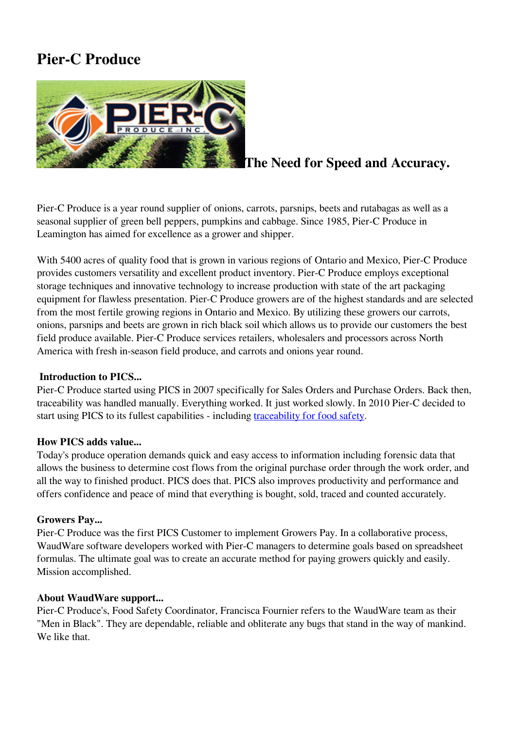# Pier-C Produce

## The Need for Speed and Accuracy.

Pier-C Produce is a year round supplier of onions, carrots, parsnips, beets and rutabagas as well as a seasonal supplier of green bell peppers, pumpkins and cabbage. Since 1985, Pier-C Produce in Leamington has aimed for excellence as a grower and shipper.

With 5400 acres of quality food that is grown in various regions of Ontario and Mexico, Pier-C Produce provides customers versatility and excellent product inventory. Pier-C Produce employs exceptional storage techniques and innovative technology to increase production with state of the art packaging equipment for flawless presentation. Pier-C Produce growers are of the highest standards and are selected from the most fertile growing regions in Ontario and Mexico. By utilizing these growers our carrots, onions, parsnips and beets are grown in rich black soil which allows us to provide our customers the best field produce available. Pier-C Produce services retailers, wholesalers and processors across North America with fresh in-season field produce, and carrots and onions year round.

**Introduction to PICS...**
Pier-C Produce started using PICS in 2007 specifically for Sales Orders and Purchase Orders. Back then, traceability was handled manually. Everything worked. It just worked slowly. In 2010 Pier-C decided to start using PICS to its fullest capabilities - including traceability for food safety.

**How PICS adds value...**
Today's produce operation demands quick and easy access to information including forensic data that allows the business to determine cost flows from the original purchase order through the work order, and all the way to finished product. PICS does that. PICS also improves productivity and performance and offers confidence and peace of mind that everything is bought, sold, traced and counted accurately.

**Growers Pay...**
Pier-C Produce was the first PICS Customer to implement Growers Pay. In a collaborative process, WaudWare software developers worked with Pier-C managers to determine goals based on spreadsheet formulas. The ultimate goal was to create an accurate method for paying growers quickly and easily. Mission accomplished.

**About WaudWare support...**
Pier-C Produce's, Food Safety Coordinator, Francisca Fournier refers to the WaudWare team as their "Men in Black". They are dependable, reliable and obliterate any bugs that stand in the way of mankind. We like that.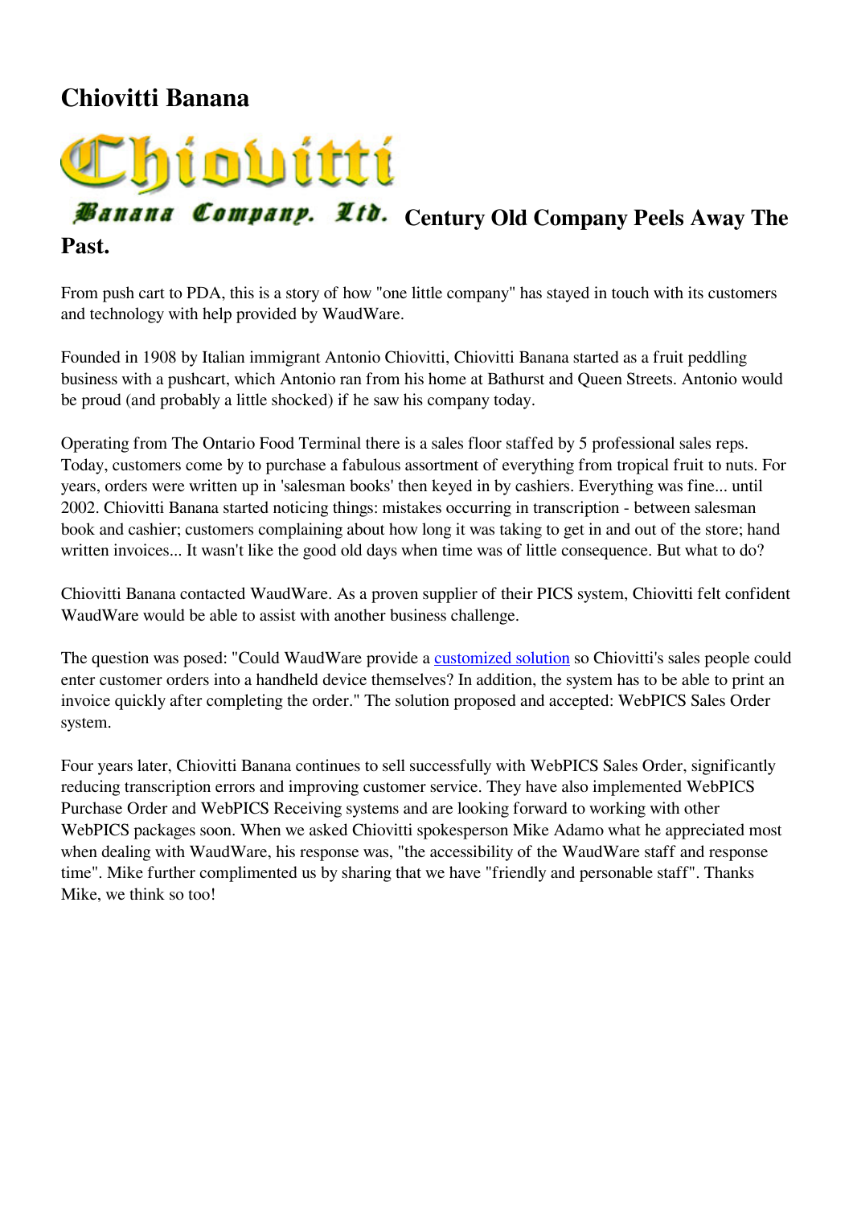# Chiovitti Banana

Chiovitti

Banana Company. Ltd. **Century Old Company Peels Away The Past.**

From push cart to PDA, this is a story of how "one little company" has stayed in touch with its customers and technology with help provided by WaudWare.

Founded in 1908 by Italian immigrant Antonio Chiovitti, Chiovitti Banana started as a fruit peddling business with a pushcart, which Antonio ran from his home at Bathurst and Queen Streets. Antonio would be proud (and probably a little shocked) if he saw his company today.

Operating from The Ontario Food Terminal there is a sales floor staffed by 5 professional sales reps. Today, customers come by to purchase a fabulous assortment of everything from tropical fruit to nuts. For years, orders were written up in 'salesman books' then keyed in by cashiers. Everything was fine... until 2002. Chiovitti Banana started noticing things: mistakes occurring in transcription - between salesman book and cashier; customers complaining about how long it was taking to get in and out of the store; hand written invoices... It wasn't like the good old days when time was of little consequence. But what to do?

Chiovitti Banana contacted WaudWare. As a proven supplier of their PICS system, Chiovitti felt confident WaudWare would be able to assist with another business challenge.

The question was posed: "Could WaudWare provide a customized solution so Chiovitti's sales people could enter customer orders into a handheld device themselves? In addition, the system has to be able to print an invoice quickly after completing the order." The solution proposed and accepted: WebPICS Sales Order system.

Four years later, Chiovitti Banana continues to sell successfully with WebPICS Sales Order, significantly reducing transcription errors and improving customer service. They have also implemented WebPICS Purchase Order and WebPICS Receiving systems and are looking forward to working with other WebPICS packages soon. When we asked Chiovitti spokesperson Mike Adamo what he appreciated most when dealing with WaudWare, his response was, "the accessibility of the WaudWare staff and response time". Mike further complimented us by sharing that we have "friendly and personable staff". Thanks Mike, we think so too!